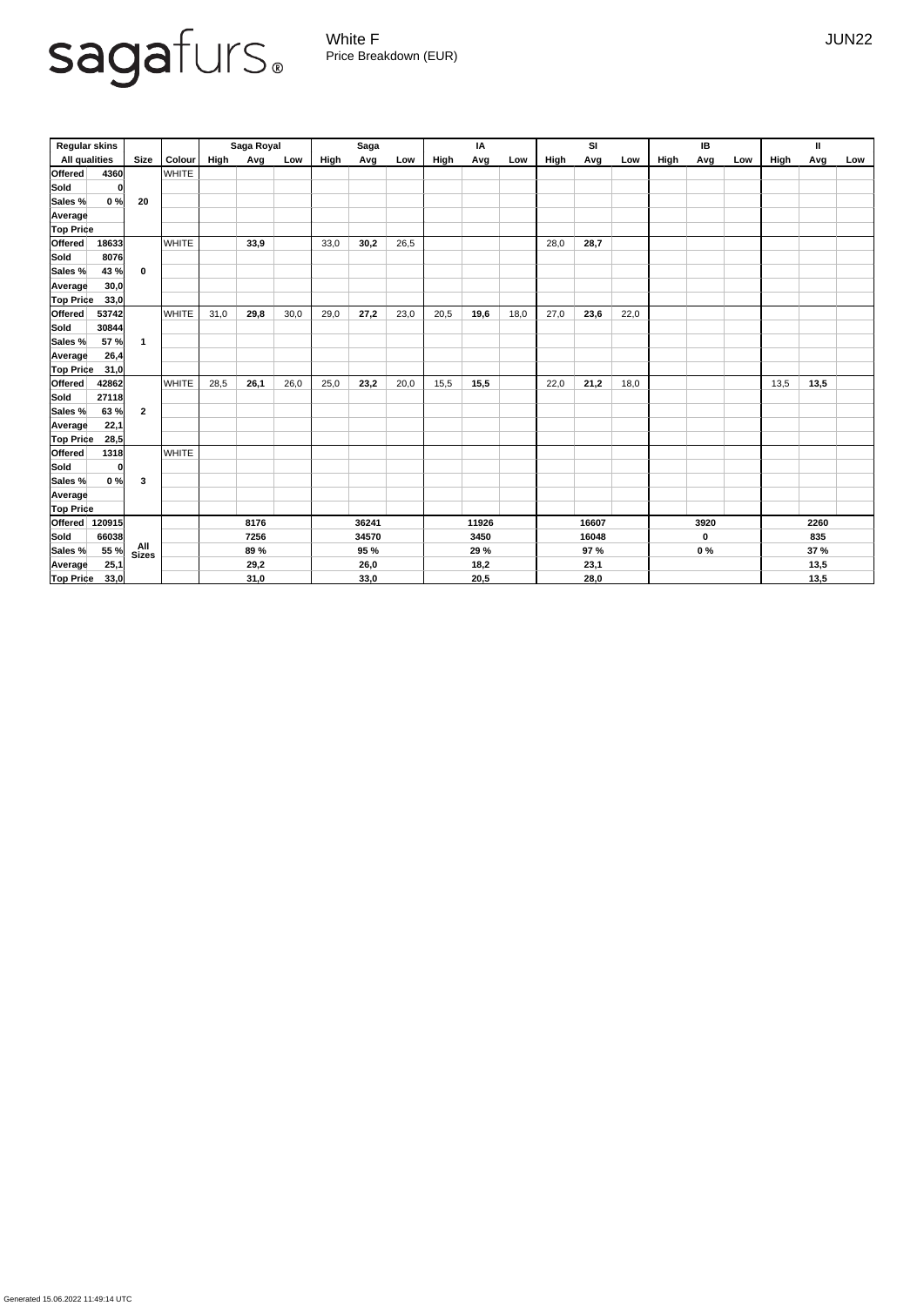sagafurs®

White F
Price Breakdown (EUR)

JUN22

| Regular skins | | | | Saga Royal | | | Saga | | | IA | | | SI | | | IB | | | II | | |
|---|---|---|---|---|---|---|---|---|---|---|---|---|---|---|---|---|---|---|---|---|---|
| All qualities | | Size | Colour | High | Avg | Low | High | Avg | Low | High | Avg | Low | High | Avg | Low | High | Avg | Low | High | Avg | Low |
| Offered | 4360 | 20 | WHITE | | | | | | | | | | | | | | | | | | |
| Sold | 0 | | | | | | | | | | | | | | | | | | | | |
| Sales % | 0 % | | | | | | | | | | | | | | | | | | | | |
| Average | | | | | | | | | | | | | | | | | | | | | |
| Top Price | | | | | | | | | | | | | | | | | | | | | |
| Offered | 18633 | 0 | WHITE | | **33,9** | | 33,0 | **30,2** | 26,5 | | | | 28,0 | **28,7** | | | | | | | |
| Sold | 8076 | | | | | | | | | | | | | | | | | | | | |
| Sales % | 43 % | | | | | | | | | | | | | | | | | | | | |
| Average | 30,0 | | | | | | | | | | | | | | | | | | | | |
| Top Price | 33,0 | | | | | | | | | | | | | | | | | | | | |
| Offered | 53742 | 1 | WHITE | 31,0 | **29,8** | 30,0 | 29,0 | **27,2** | 23,0 | 20,5 | **19,6** | 18,0 | 27,0 | **23,6** | 22,0 | | | | | | |
| Sold | 30844 | | | | | | | | | | | | | | | | | | | | |
| Sales % | 57 % | | | | | | | | | | | | | | | | | | | | |
| Average | 26,4 | | | | | | | | | | | | | | | | | | | | |
| Top Price | 31,0 | | | | | | | | | | | | | | | | | | | | |
| Offered | 42862 | 2 | WHITE | 28,5 | **26,1** | 26,0 | 25,0 | **23,2** | 20,0 | 15,5 | **15,5** | | 22,0 | **21,2** | 18,0 | | | | 13,5 | **13,5** | |
| Sold | 27118 | | | | | | | | | | | | | | | | | | | | |
| Sales % | 63 % | | | | | | | | | | | | | | | | | | | | |
| Average | 22,1 | | | | | | | | | | | | | | | | | | | | |
| Top Price | 28,5 | | | | | | | | | | | | | | | | | | | | |
| Offered | 1318 | 3 | WHITE | | | | | | | | | | | | | | | | | | |
| Sold | 0 | | | | | | | | | | | | | | | | | | | | |
| Sales % | 0 % | | | | | | | | | | | | | | | | | | | | |
| Average | | | | | | | | | | | | | | | | | | | | | |
| Top Price | | | | | | | | | | | | | | | | | | | | | |
| Offered | 120915 | All Sizes | | | **8176** | | | **36241** | | | **11926** | | | **16607** | | | **3920** | | | **2260** | |
| Sold | 66038 | | | | **7256** | | | **34570** | | | **3450** | | | **16048** | | | **0** | | | **835** | |
| Sales % | 55 % | | | | **89 %** | | | **95 %** | | | **29 %** | | | **97 %** | | | **0 %** | | | **37 %** | |
| Average | 25,1 | | | | **29,2** | | | **26,0** | | | **18,2** | | | **23,1** | | | | | | **13,5** | |
| Top Price | 33,0 | | | | **31,0** | | | **33,0** | | | **20,5** | | | **28,0** | | | | | | **13,5** | |

Generated 15.06.2022 11:49:14 UTC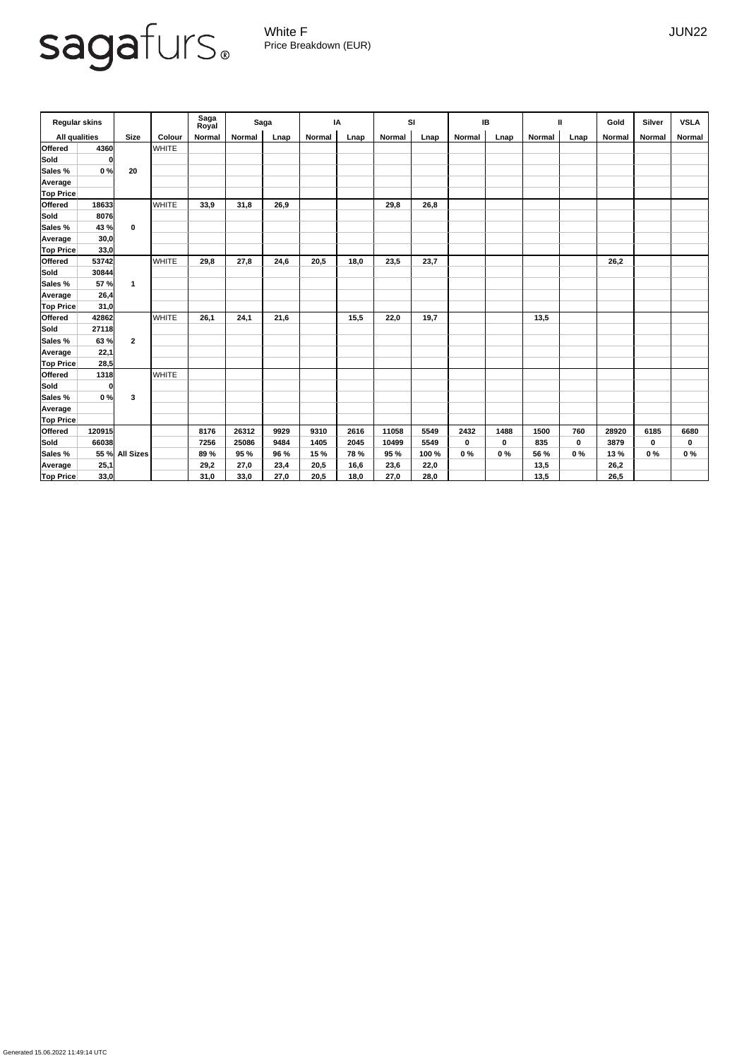# sagafurs

White F
Price Breakdown (EUR)

JUN22

| Regular skins | | | | Saga Royal | Saga | | IA | | SI | | IB | | II | | Gold | Silver | VSLA |
|---|---|---|---|---|---|---|---|---|---|---|---|---|---|---|---|---|---|
| All qualities | | Size | Colour | Normal | Normal | Lnap | Normal | Lnap | Normal | Lnap | Normal | Lnap | Normal | Lnap | Normal | Normal | Normal |
| Offered | 4360 | 20 | WHITE | | | | | | | | | | | | | | |
| Sold | 0 | | | | | | | | | | | | | | | | |
| Sales % | 0 % | | | | | | | | | | | | | | | | |
| Average | | | | | | | | | | | | | | | | | |
| Top Price | | | | | | | | | | | | | | | | | |
| Offered | 18633 | 0 | WHITE | 33,9 | 31,8 | 26,9 | | | 29,8 | 26,8 | | | | | | | |
| Sold | 8076 | | | | | | | | | | | | | | | | |
| Sales % | 43 % | | | | | | | | | | | | | | | | |
| Average | 30,0 | | | | | | | | | | | | | | | | |
| Top Price | 33,0 | | | | | | | | | | | | | | | | |
| Offered | 53742 | 1 | WHITE | 29,8 | 27,8 | 24,6 | 20,5 | 18,0 | 23,5 | 23,7 | | | | | 26,2 | | |
| Sold | 30844 | | | | | | | | | | | | | | | | |
| Sales % | 57 % | | | | | | | | | | | | | | | | |
| Average | 26,4 | | | | | | | | | | | | | | | | |
| Top Price | 31,0 | | | | | | | | | | | | | | | | |
| Offered | 42862 | 2 | WHITE | 26,1 | 24,1 | 21,6 | | 15,5 | 22,0 | 19,7 | | | 13,5 | | | | |
| Sold | 27118 | | | | | | | | | | | | | | | | |
| Sales % | 63 % | | | | | | | | | | | | | | | | |
| Average | 22,1 | | | | | | | | | | | | | | | | |
| Top Price | 28,5 | | | | | | | | | | | | | | | | |
| Offered | 1318 | 3 | WHITE | | | | | | | | | | | | | | |
| Sold | 0 | | | | | | | | | | | | | | | | |
| Sales % | 0 % | | | | | | | | | | | | | | | | |
| Average | | | | | | | | | | | | | | | | | |
| Top Price | | | | | | | | | | | | | | | | | |
| Offered | 120915 | All Sizes | | 8176 | 26312 | 9929 | 9310 | 2616 | 11058 | 5549 | 2432 | 1488 | 1500 | 760 | 28920 | 6185 | 6680 |
| Sold | 66038 | | | 7256 | 25086 | 9484 | 1405 | 2045 | 10499 | 5549 | 0 | 0 | 835 | 0 | 3879 | 0 | 0 |
| Sales % | 55 % | | | 89 % | 95 % | 96 % | 15 % | 78 % | 95 % | 100 % | 0 % | 0 % | 56 % | 0 % | 13 % | 0 % | 0 % |
| Average | 25,1 | | | 29,2 | 27,0 | 23,4 | 20,5 | 16,6 | 23,6 | 22,0 | | | 13,5 | | 26,2 | | |
| Top Price | 33,0 | | | 31,0 | 33,0 | 27,0 | 20,5 | 18,0 | 27,0 | 28,0 | | | 13,5 | | 26,5 | | |